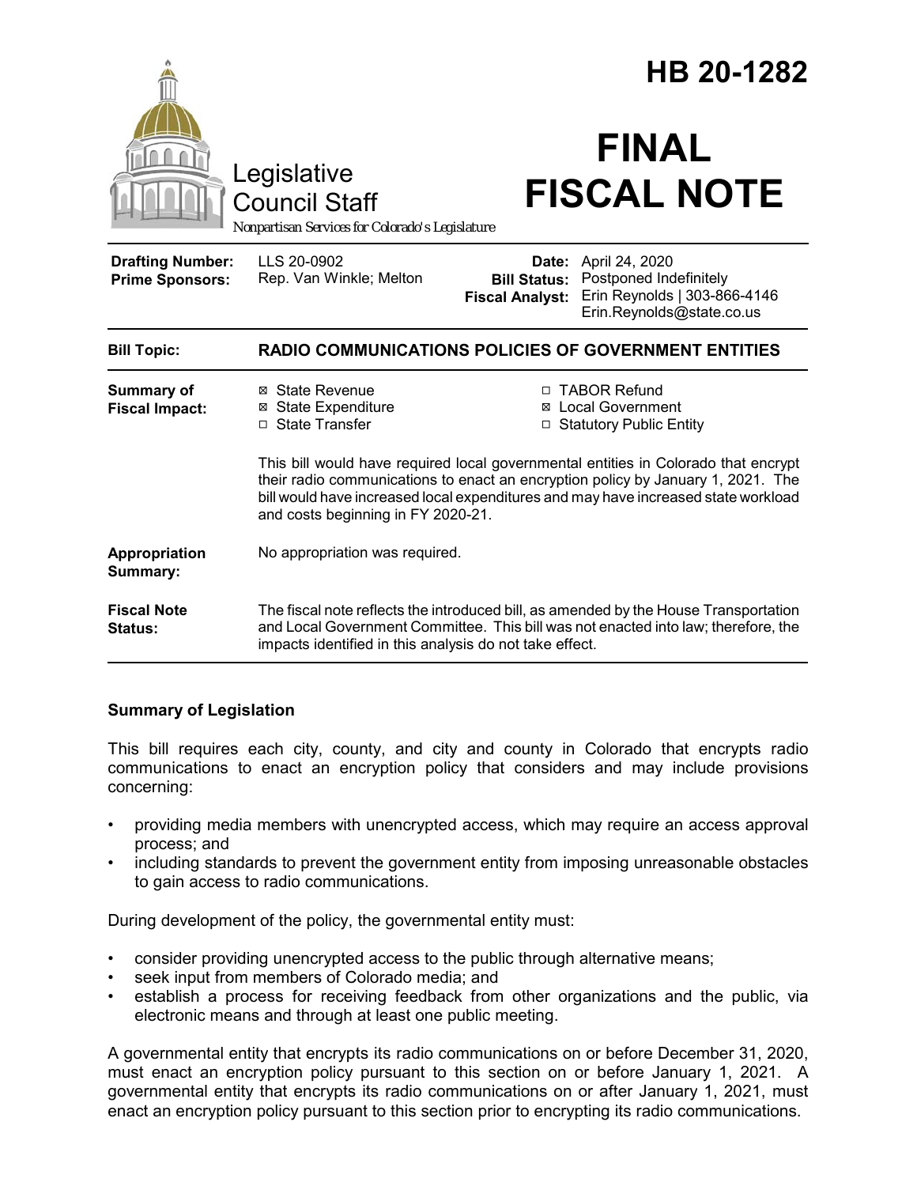# HB 20-1282

Legislative Council Staff

*Nonpartisan Services for Colorado's Legislature*

# FINAL FISCAL NOTE

| | | | |
|---|---|---|---|
| **Drafting Number:** | LLS 20-0902 | **Date:** | April 24, 2020 |
| **Prime Sponsors:** | Rep. Van Winkle; Melton | **Bill Status:** | Postponed Indefinitely |
| | | **Fiscal Analyst:** | Erin Reynolds \| 303-866-4146 Erin.Reynolds@state.co.us |

**Bill Topic:** **RADIO COMMUNICATIONS POLICIES OF GOVERNMENT ENTITIES**

**Summary of Fiscal Impact:**

- ☒ State Revenue
- ☒ State Expenditure
- ☐ State Transfer
- ☐ TABOR Refund
- ☒ Local Government
- ☐ Statutory Public Entity

This bill would have required local governmental entities in Colorado that encrypt their radio communications to enact an encryption policy by January 1, 2021. The bill would have increased local expenditures and may have increased state workload and costs beginning in FY 2020-21.

**Appropriation Summary:** No appropriation was required.

**Fiscal Note Status:** The fiscal note reflects the introduced bill, as amended by the House Transportation and Local Government Committee. This bill was not enacted into law; therefore, the impacts identified in this analysis do not take effect.

## Summary of Legislation

This bill requires each city, county, and city and county in Colorado that encrypts radio communications to enact an encryption policy that considers and may include provisions concerning:

- providing media members with unencrypted access, which may require an access approval process; and
- including standards to prevent the government entity from imposing unreasonable obstacles to gain access to radio communications.

During development of the policy, the governmental entity must:

- consider providing unencrypted access to the public through alternative means;
- seek input from members of Colorado media; and
- establish a process for receiving feedback from other organizations and the public, via electronic means and through at least one public meeting.

A governmental entity that encrypts its radio communications on or before December 31, 2020, must enact an encryption policy pursuant to this section on or before January 1, 2021. A governmental entity that encrypts its radio communications on or after January 1, 2021, must enact an encryption policy pursuant to this section prior to encrypting its radio communications.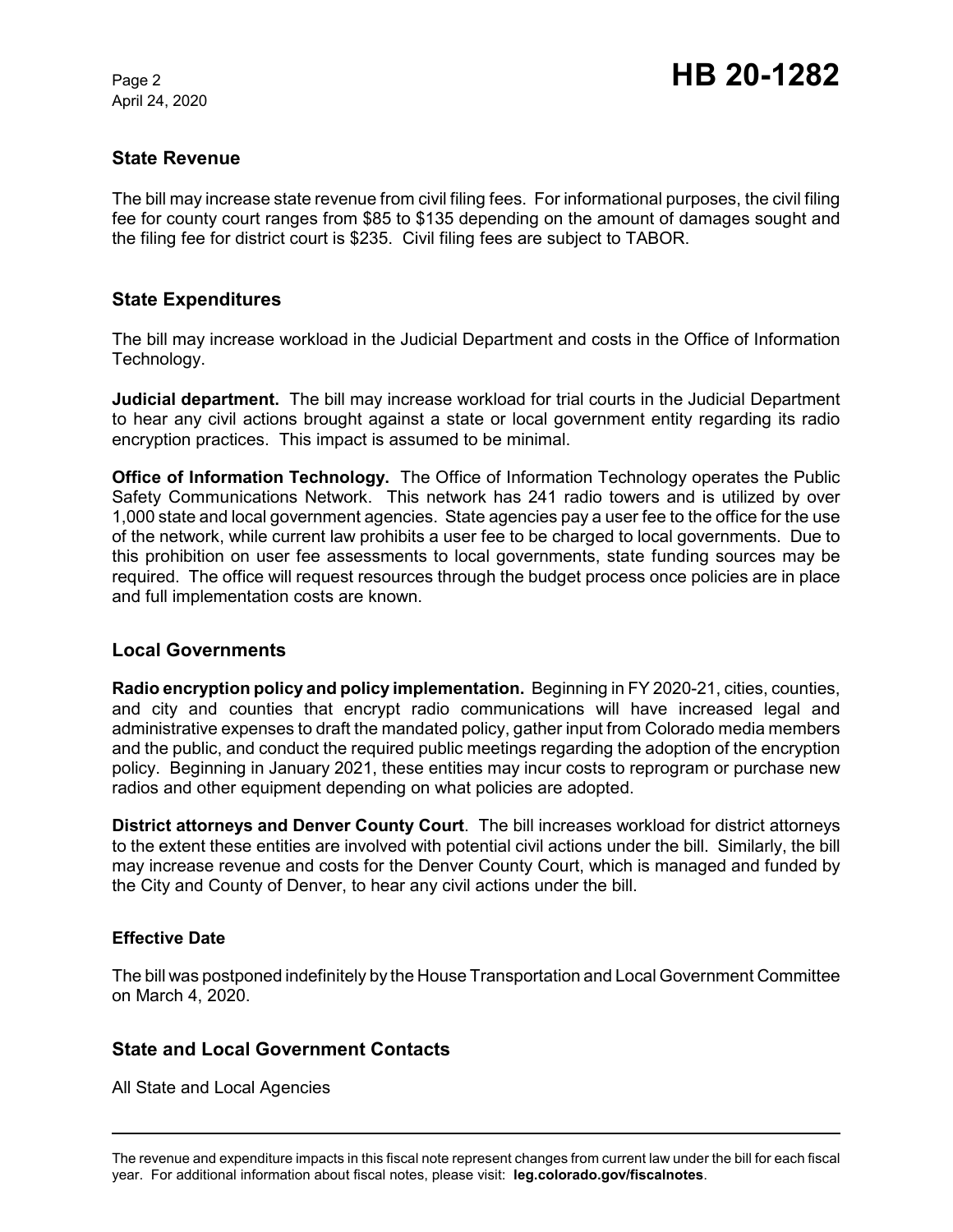## State Revenue

The bill may increase state revenue from civil filing fees. For informational purposes, the civil filing fee for county court ranges from $85 to $135 depending on the amount of damages sought and the filing fee for district court is $235. Civil filing fees are subject to TABOR.

## State Expenditures

The bill may increase workload in the Judicial Department and costs in the Office of Information Technology.

**Judicial department.** The bill may increase workload for trial courts in the Judicial Department to hear any civil actions brought against a state or local government entity regarding its radio encryption practices. This impact is assumed to be minimal.

**Office of Information Technology.** The Office of Information Technology operates the Public Safety Communications Network. This network has 241 radio towers and is utilized by over 1,000 state and local government agencies. State agencies pay a user fee to the office for the use of the network, while current law prohibits a user fee to be charged to local governments. Due to this prohibition on user fee assessments to local governments, state funding sources may be required. The office will request resources through the budget process once policies are in place and full implementation costs are known.

## Local Governments

**Radio encryption policy and policy implementation.** Beginning in FY 2020-21, cities, counties, and city and counties that encrypt radio communications will have increased legal and administrative expenses to draft the mandated policy, gather input from Colorado media members and the public, and conduct the required public meetings regarding the adoption of the encryption policy. Beginning in January 2021, these entities may incur costs to reprogram or purchase new radios and other equipment depending on what policies are adopted.

**District attorneys and Denver County Court**. The bill increases workload for district attorneys to the extent these entities are involved with potential civil actions under the bill. Similarly, the bill may increase revenue and costs for the Denver County Court, which is managed and funded by the City and County of Denver, to hear any civil actions under the bill.

### Effective Date

The bill was postponed indefinitely by the House Transportation and Local Government Committee on March 4, 2020.

## State and Local Government Contacts

All State and Local Agencies

The revenue and expenditure impacts in this fiscal note represent changes from current law under the bill for each fiscal year. For additional information about fiscal notes, please visit: **leg.colorado.gov/fiscalnotes**.